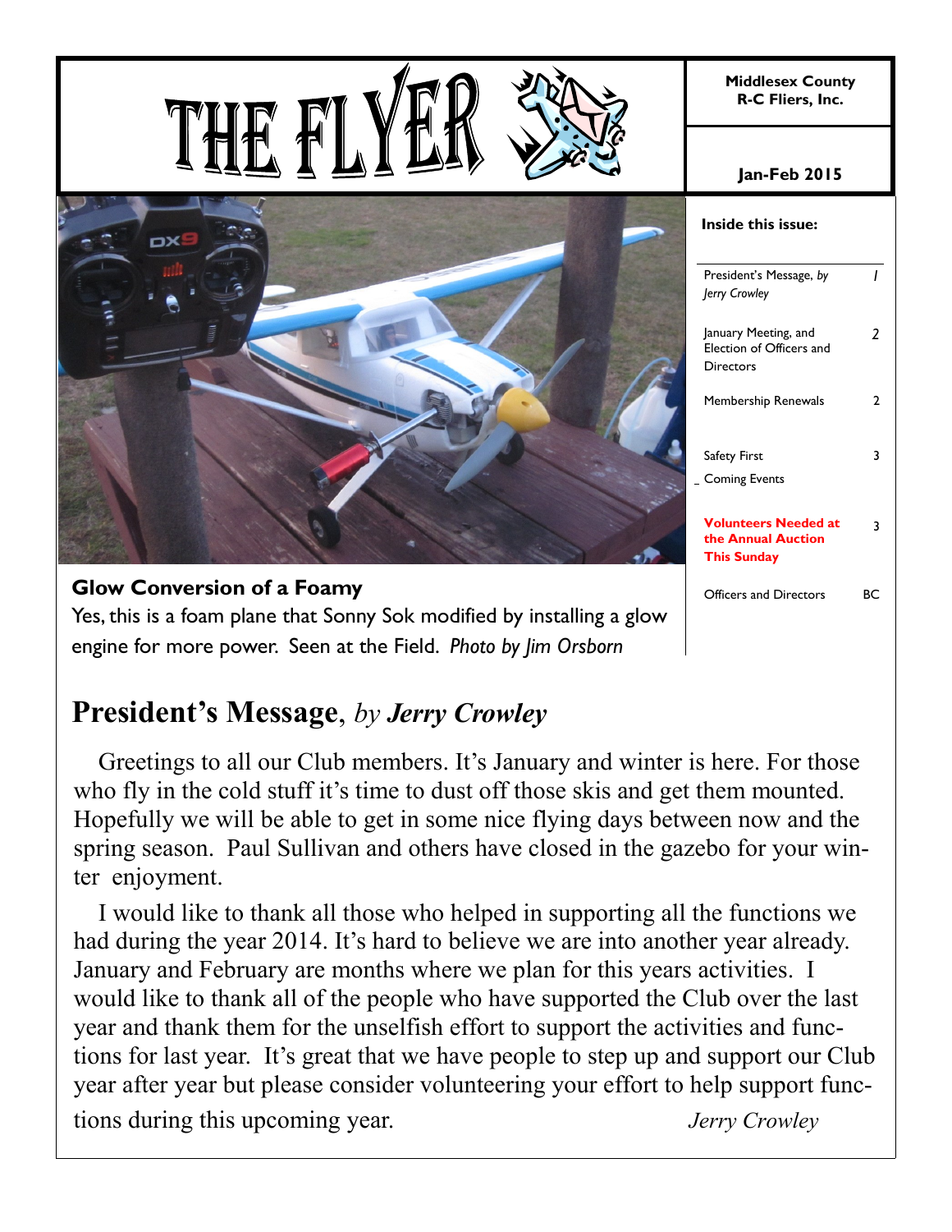# THE FLYER

**Middlesex County R-C Fliers, Inc.**

**Jan-Feb 2015**

**Inside this issue:**

| | |
|---|---|
| President's Message, *by Jerry Crowley* | 1 |
| January Meeting, and Election of Officers and Directors | 2 |
| Membership Renewals | 2 |
| Safety First | 3 |
| Coming Events | |
| **Volunteers Needed at the Annual Auction This Sunday** | 3 |
| Officers and Directors | BC |

**Glow Conversion of a Foamy**

Yes, this is a foam plane that Sonny Sok modified by installing a glow engine for more power. Seen at the Field. *Photo by Jim Orsborn*

## President's Message, *by Jerry Crowley*

Greetings to all our Club members. It's January and winter is here. For those who fly in the cold stuff it's time to dust off those skis and get them mounted. Hopefully we will be able to get in some nice flying days between now and the spring season. Paul Sullivan and others have closed in the gazebo for your winter enjoyment.

I would like to thank all those who helped in supporting all the functions we had during the year 2014. It's hard to believe we are into another year already. January and February are months where we plan for this years activities. I would like to thank all of the people who have supported the Club over the last year and thank them for the unselfish effort to support the activities and functions for last year. It's great that we have people to step up and support our Club year after year but please consider volunteering your effort to help support functions during this upcoming year.

*Jerry Crowley*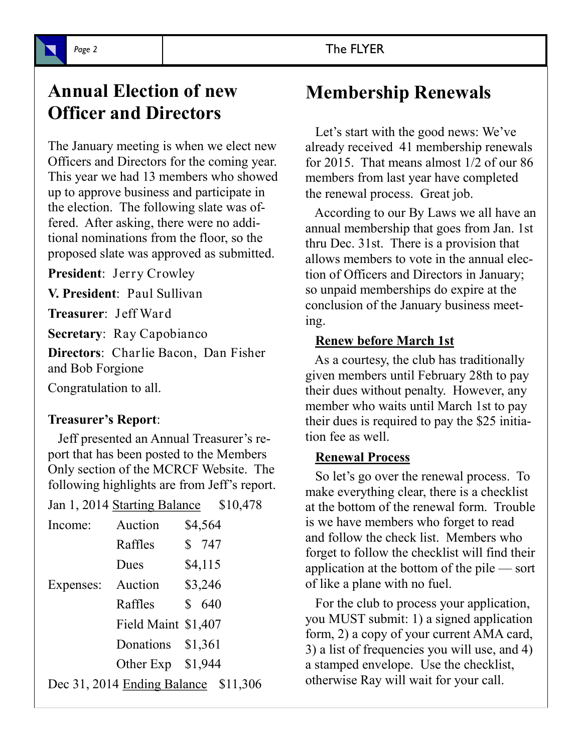## Annual Election of new Officer and Directors

The January meeting is when we elect new Officers and Directors for the coming year. This year we had 13 members who showed up to approve business and participate in the election. The following slate was offered. After asking, there were no additional nominations from the floor, so the proposed slate was approved as submitted.

**President**: Jerry Crowley

**V. President**: Paul Sullivan

**Treasurer**: Jeff Ward

**Secretary**: Ray Capobianco

**Directors**: Charlie Bacon, Dan Fisher and Bob Forgione

Congratulation to all.

**Treasurer's Report**:

Jeff presented an Annual Treasurer's report that has been posted to the Members Only section of the MCRCF Website. The following highlights are from Jeff's report.

| Jan 1, 2014 Starting Balance | | $10,478 |
|---|---|---|
| Income: | Auction | $4,564 |
| | Raffles | $ 747 |
| | Dues | $4,115 |
| Expenses: | Auction | $3,246 |
| | Raffles | $ 640 |
| | Field Maint | $1,407 |
| | Donations | $1,361 |
| | Other Exp | $1,944 |
| Dec 31, 2014 Ending Balance | | $11,306 |

## Membership Renewals

Let's start with the good news: We've already received 41 membership renewals for 2015. That means almost 1/2 of our 86 members from last year have completed the renewal process. Great job.

According to our By Laws we all have an annual membership that goes from Jan. 1st thru Dec. 31st. There is a provision that allows members to vote in the annual election of Officers and Directors in January; so unpaid memberships do expire at the conclusion of the January business meeting.

### Renew before March 1st

As a courtesy, the club has traditionally given members until February 28th to pay their dues without penalty. However, any member who waits until March 1st to pay their dues is required to pay the $25 initiation fee as well.

### Renewal Process

So let's go over the renewal process. To make everything clear, there is a checklist at the bottom of the renewal form. Trouble is we have members who forget to read and follow the check list. Members who forget to follow the checklist will find their application at the bottom of the pile — sort of like a plane with no fuel.

For the club to process your application, you MUST submit: 1) a signed application form, 2) a copy of your current AMA card, 3) a list of frequencies you will use, and 4) a stamped envelope. Use the checklist, otherwise Ray will wait for your call.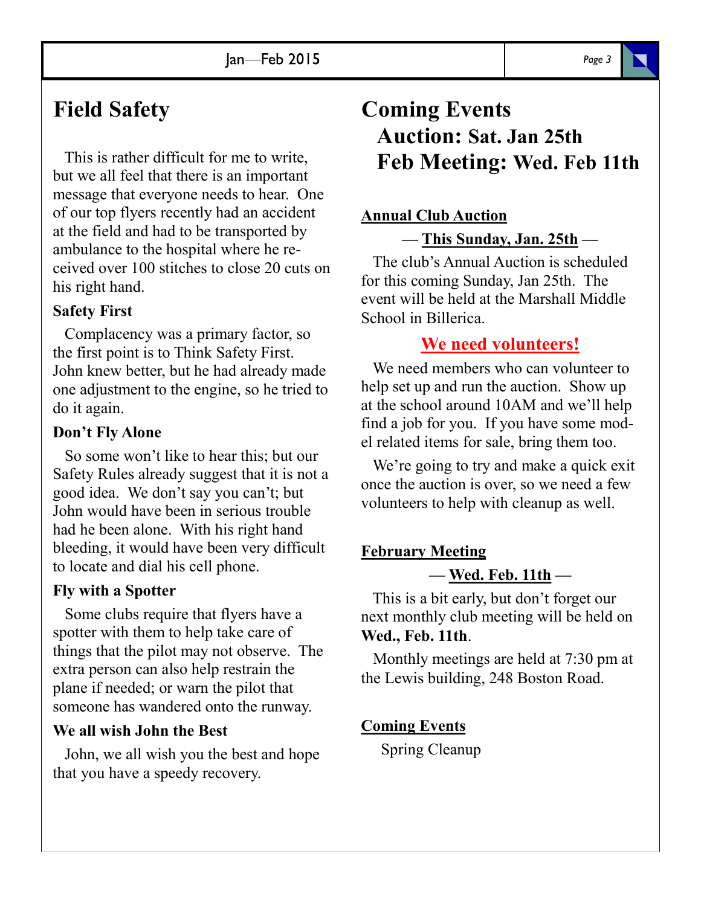# Field Safety

This is rather difficult for me to write, but we all feel that there is an important message that everyone needs to hear. One of our top flyers recently had an accident at the field and had to be transported by ambulance to the hospital where he received over 100 stitches to close 20 cuts on his right hand.

### Safety First

Complacency was a primary factor, so the first point is to Think Safety First. John knew better, but he had already made one adjustment to the engine, so he tried to do it again.

### Don't Fly Alone

So some won't like to hear this; but our Safety Rules already suggest that it is not a good idea. We don't say you can't; but John would have been in serious trouble had he been alone. With his right hand bleeding, it would have been very difficult to locate and dial his cell phone.

### Fly with a Spotter

Some clubs require that flyers have a spotter with them to help take care of things that the pilot may not observe. The extra person can also help restrain the plane if needed; or warn the pilot that someone has wandered onto the runway.

### We all wish John the Best

John, we all wish you the best and hope that you have a speedy recovery.

# Coming Events

## Auction: Sat. Jan 25th

## Feb Meeting: Wed. Feb 11th

### Annual Club Auction

**— This Sunday, Jan. 25th —**

The club's Annual Auction is scheduled for this coming Sunday, Jan 25th. The event will be held at the Marshall Middle School in Billerica.

**We need volunteers!**

We need members who can volunteer to help set up and run the auction. Show up at the school around 10AM and we'll help find a job for you. If you have some model related items for sale, bring them too.

We're going to try and make a quick exit once the auction is over, so we need a few volunteers to help with cleanup as well.

### February Meeting

**— Wed. Feb. 11th —**

This is a bit early, but don't forget our next monthly club meeting will be held on **Wed., Feb. 11th**.

Monthly meetings are held at 7:30 pm at the Lewis building, 248 Boston Road.

### Coming Events

Spring Cleanup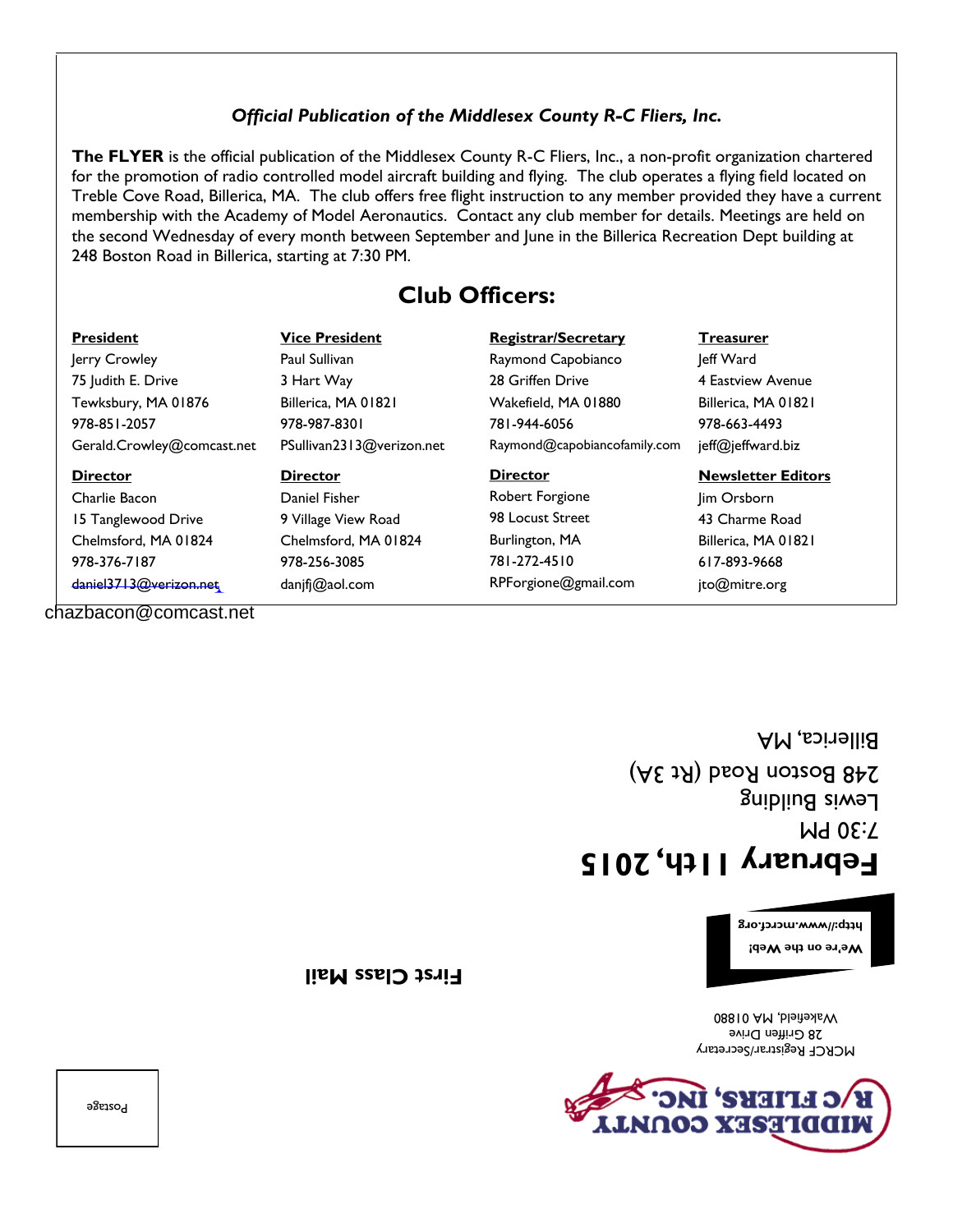*Official Publication of the Middlesex County R-C Fliers, Inc.*

**The FLYER** is the official publication of the Middlesex County R-C Fliers, Inc., a non-profit organization chartered for the promotion of radio controlled model aircraft building and flying. The club operates a flying field located on Treble Cove Road, Billerica, MA. The club offers free flight instruction to any member provided they have a current membership with the Academy of Model Aeronautics. Contact any club member for details. Meetings are held on the second Wednesday of every month between September and June in the Billerica Recreation Dept building at 248 Boston Road in Billerica, starting at 7:30 PM.

## Club Officers:

**President**
Jerry Crowley
75 Judith E. Drive
Tewksbury, MA 01876
978-851-2057
Gerald.Crowley@comcast.net

**Vice President**
Paul Sullivan
3 Hart Way
Billerica, MA 01821
978-987-8301
PSullivan2313@verizon.net

**Registrar/Secretary**
Raymond Capobianco
28 Griffen Drive
Wakefield, MA 01880
781-944-6056
Raymond@capobiancofamily.com

**Treasurer**
Jeff Ward
4 Eastview Avenue
Billerica, MA 01821
978-663-4493
jeff@jeffward.biz

**Director**
Charlie Bacon
15 Tanglewood Drive
Chelmsford, MA 01824
978-376-7187
~~daniel3713@verizon.net~~
chazbacon@comcast.net

**Director**
Daniel Fisher
9 Village View Road
Chelmsford, MA 01824
978-256-3085
danjfj@aol.com

**Director**
Robert Forgione
98 Locust Street
Burlington, MA
781-272-4510
RPForgione@gmail.com

**Newsletter Editors**
Jim Orsborn
43 Charme Road
Billerica, MA 01821
617-893-9668
jto@mitre.org

**February 11th, 2015**
7:30 PM
Lewis Building
248 Boston Road (Rt 3A)
Billerica, MA

**We're on the Web!**
**http://www.mcrcf.org**

MIDDLESEX COUNTY R/C FLIERS, INC.

MCRCF Registrar/Secretary
28 Griffen Drive
Wakefield, MA 01880

**First Class Mail**

Postage